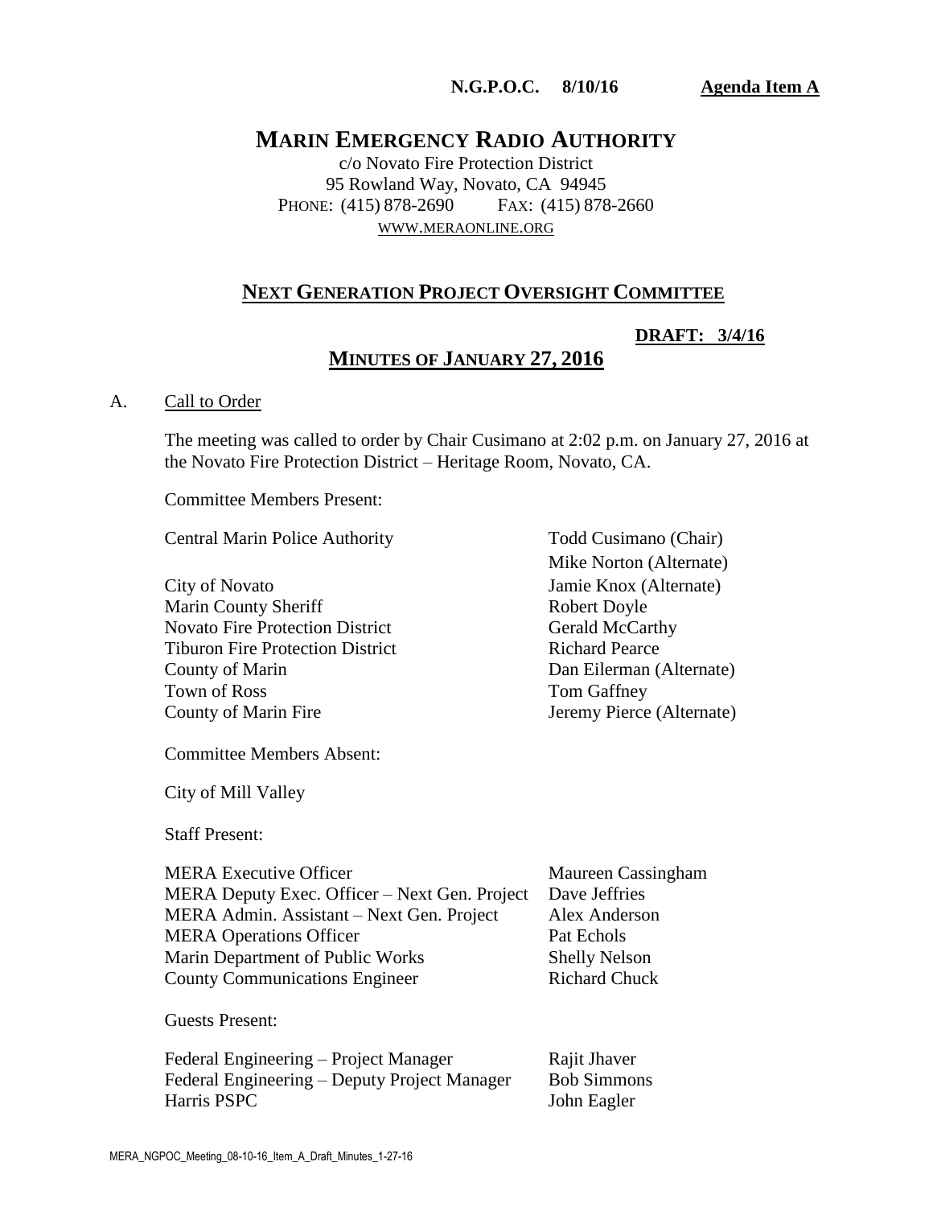**N.G.P.O.C. 8/10/16** **Agenda Item A**

# MARIN EMERGENCY RADIO AUTHORITY

c/o Novato Fire Protection District
95 Rowland Way, Novato, CA 94945
PHONE: (415) 878-2690 FAX: (415) 878-2660
WWW.MERAONLINE.ORG

## NEXT GENERATION PROJECT OVERSIGHT COMMITTEE

**DRAFT: 3/4/16**

## MINUTES OF JANUARY 27, 2016

A. Call to Order

The meeting was called to order by Chair Cusimano at 2:02 p.m. on January 27, 2016 at the Novato Fire Protection District – Heritage Room, Novato, CA.

Committee Members Present:

| | |
|---|---|
| Central Marin Police Authority | Todd Cusimano (Chair) |
| | Mike Norton (Alternate) |
| City of Novato | Jamie Knox (Alternate) |
| Marin County Sheriff | Robert Doyle |
| Novato Fire Protection District | Gerald McCarthy |
| Tiburon Fire Protection District | Richard Pearce |
| County of Marin | Dan Eilerman (Alternate) |
| Town of Ross | Tom Gaffney |
| County of Marin Fire | Jeremy Pierce (Alternate) |

Committee Members Absent:

City of Mill Valley

Staff Present:

| | |
|---|---|
| MERA Executive Officer | Maureen Cassingham |
| MERA Deputy Exec. Officer – Next Gen. Project | Dave Jeffries |
| MERA Admin. Assistant – Next Gen. Project | Alex Anderson |
| MERA Operations Officer | Pat Echols |
| Marin Department of Public Works | Shelly Nelson |
| County Communications Engineer | Richard Chuck |

Guests Present:

| | |
|---|---|
| Federal Engineering – Project Manager | Rajit Jhaver |
| Federal Engineering – Deputy Project Manager | Bob Simmons |
| Harris PSPC | John Eagler |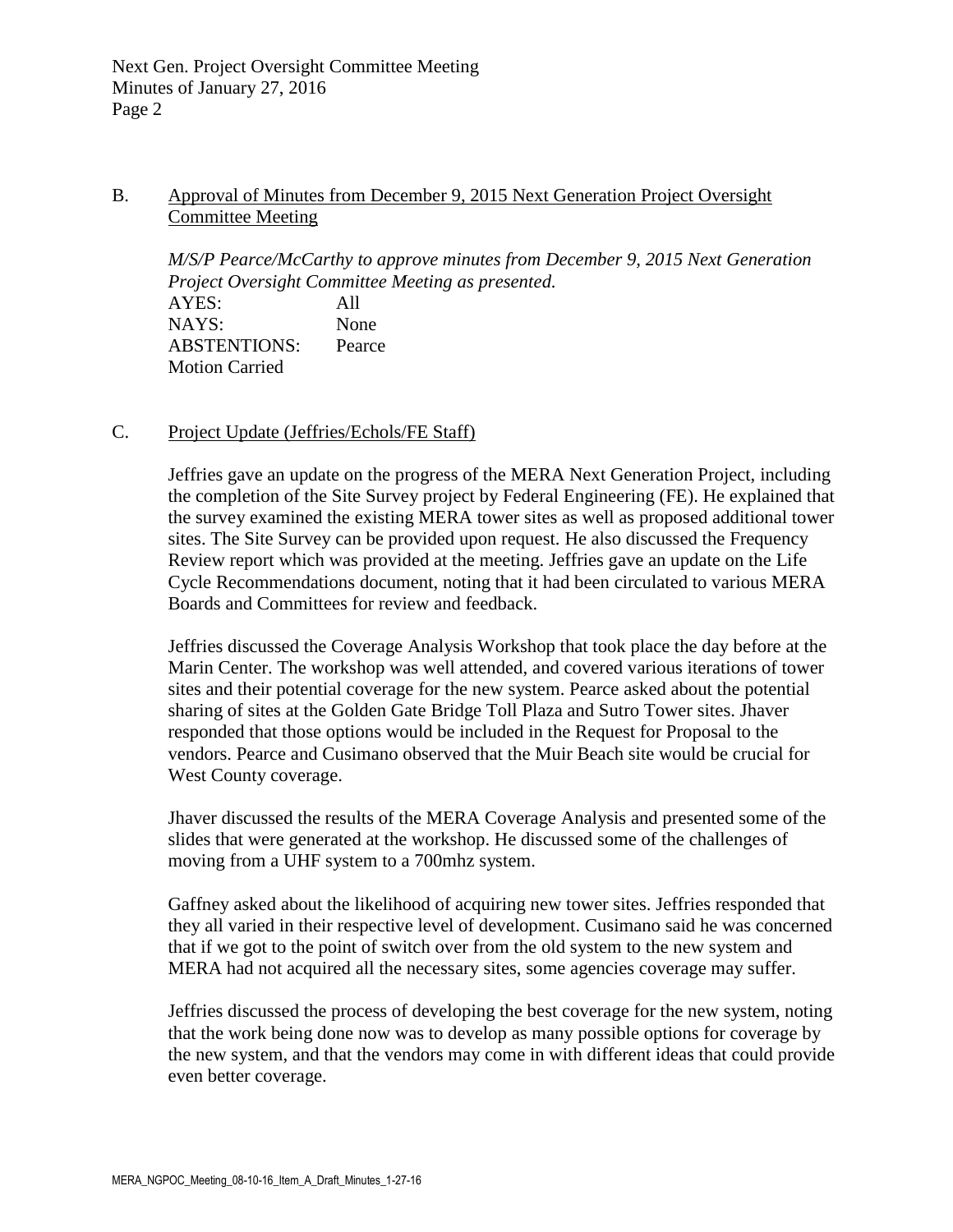B. Approval of Minutes from December 9, 2015 Next Generation Project Oversight Committee Meeting

*M/S/P Pearce/McCarthy to approve minutes from December 9, 2015 Next Generation Project Oversight Committee Meeting as presented.*

| | |
|---|---|
| AYES: | All |
| NAYS: | None |
| ABSTENTIONS: | Pearce |

Motion Carried

C. Project Update (Jeffries/Echols/FE Staff)

Jeffries gave an update on the progress of the MERA Next Generation Project, including the completion of the Site Survey project by Federal Engineering (FE). He explained that the survey examined the existing MERA tower sites as well as proposed additional tower sites. The Site Survey can be provided upon request. He also discussed the Frequency Review report which was provided at the meeting. Jeffries gave an update on the Life Cycle Recommendations document, noting that it had been circulated to various MERA Boards and Committees for review and feedback.

Jeffries discussed the Coverage Analysis Workshop that took place the day before at the Marin Center. The workshop was well attended, and covered various iterations of tower sites and their potential coverage for the new system. Pearce asked about the potential sharing of sites at the Golden Gate Bridge Toll Plaza and Sutro Tower sites. Jhaver responded that those options would be included in the Request for Proposal to the vendors. Pearce and Cusimano observed that the Muir Beach site would be crucial for West County coverage.

Jhaver discussed the results of the MERA Coverage Analysis and presented some of the slides that were generated at the workshop. He discussed some of the challenges of moving from a UHF system to a 700mhz system.

Gaffney asked about the likelihood of acquiring new tower sites. Jeffries responded that they all varied in their respective level of development. Cusimano said he was concerned that if we got to the point of switch over from the old system to the new system and MERA had not acquired all the necessary sites, some agencies coverage may suffer.

Jeffries discussed the process of developing the best coverage for the new system, noting that the work being done now was to develop as many possible options for coverage by the new system, and that the vendors may come in with different ideas that could provide even better coverage.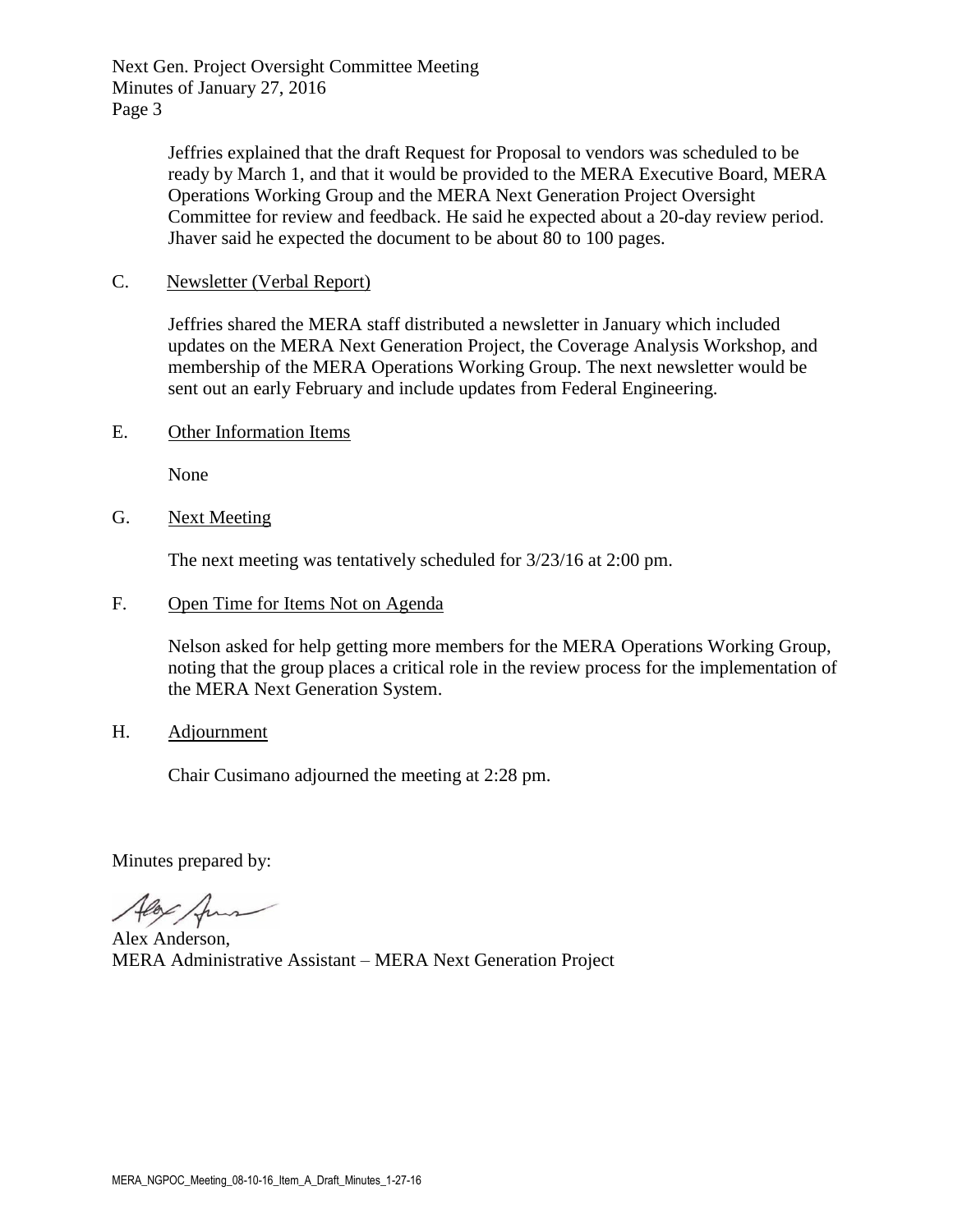Jeffries explained that the draft Request for Proposal to vendors was scheduled to be ready by March 1, and that it would be provided to the MERA Executive Board, MERA Operations Working Group and the MERA Next Generation Project Oversight Committee for review and feedback. He said he expected about a 20-day review period. Jhaver said he expected the document to be about 80 to 100 pages.

C. Newsletter (Verbal Report)

Jeffries shared the MERA staff distributed a newsletter in January which included updates on the MERA Next Generation Project, the Coverage Analysis Workshop, and membership of the MERA Operations Working Group. The next newsletter would be sent out an early February and include updates from Federal Engineering.

E. Other Information Items

None

G. Next Meeting

The next meeting was tentatively scheduled for 3/23/16 at 2:00 pm.

F. Open Time for Items Not on Agenda

Nelson asked for help getting more members for the MERA Operations Working Group, noting that the group places a critical role in the review process for the implementation of the MERA Next Generation System.

H. Adjournment

Chair Cusimano adjourned the meeting at 2:28 pm.

Minutes prepared by:

Alex Anderson,
MERA Administrative Assistant – MERA Next Generation Project